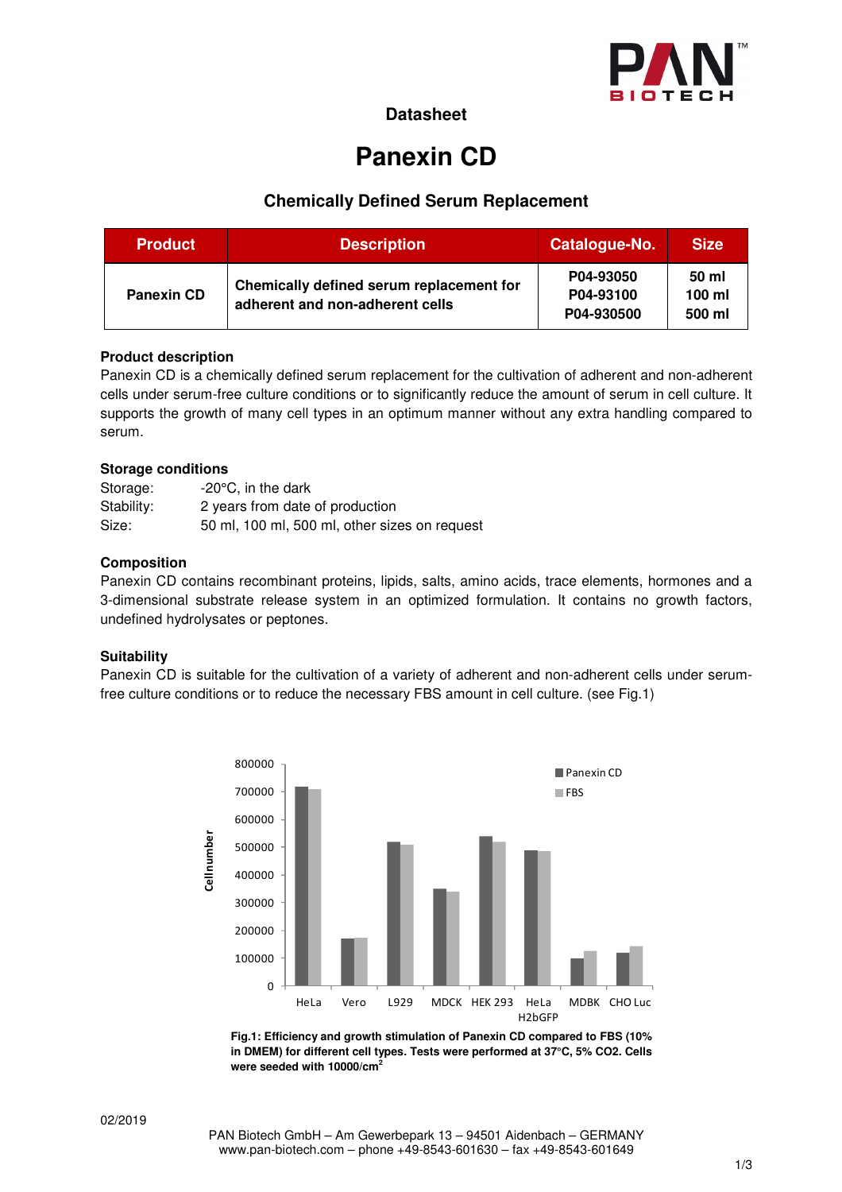# Datasheet

# Panexin CD

## Chemically Defined Serum Replacement

| Product | Description | Catalogue-No. | Size |
|---|---|---|---|
| **Panexin CD** | **Chemically defined serum replacement for adherent and non-adherent cells** | **P04-93050<br>P04-93100<br>P04-930500** | **50 ml<br>100 ml<br>500 ml** |

### Product description

Panexin CD is a chemically defined serum replacement for the cultivation of adherent and non-adherent cells under serum-free culture conditions or to significantly reduce the amount of serum in cell culture. It supports the growth of many cell types in an optimum manner without any extra handling compared to serum.

### Storage conditions

Storage: -20°C, in the dark
Stability: 2 years from date of production
Size: 50 ml, 100 ml, 500 ml, other sizes on request

### Composition

Panexin CD contains recombinant proteins, lipids, salts, amino acids, trace elements, hormones and a 3-dimensional substrate release system in an optimized formulation. It contains no growth factors, undefined hydrolysates or peptones.

### Suitability

Panexin CD is suitable for the cultivation of a variety of adherent and non-adherent cells under serum-free culture conditions or to reduce the necessary FBS amount in cell culture. (see Fig.1)

Cellnumber
800000
700000
600000
500000
400000
300000
200000
100000
0
HeLa Vero L929 MDCK HEK 293 HeLa H2bGFP MDBK CHO Luc
Panexin CD
FBS

**Fig.1: Efficiency and growth stimulation of Panexin CD compared to FBS (10% in DMEM) for different cell types. Tests were performed at 37°C, 5% CO2. Cells were seeded with 10000/cm$^2$**

02/2019

PAN Biotech GmbH – Am Gewerbepark 13 – 94501 Aidenbach – GERMANY
www.pan-biotech.com – phone +49-8543-601630 – fax +49-8543-601649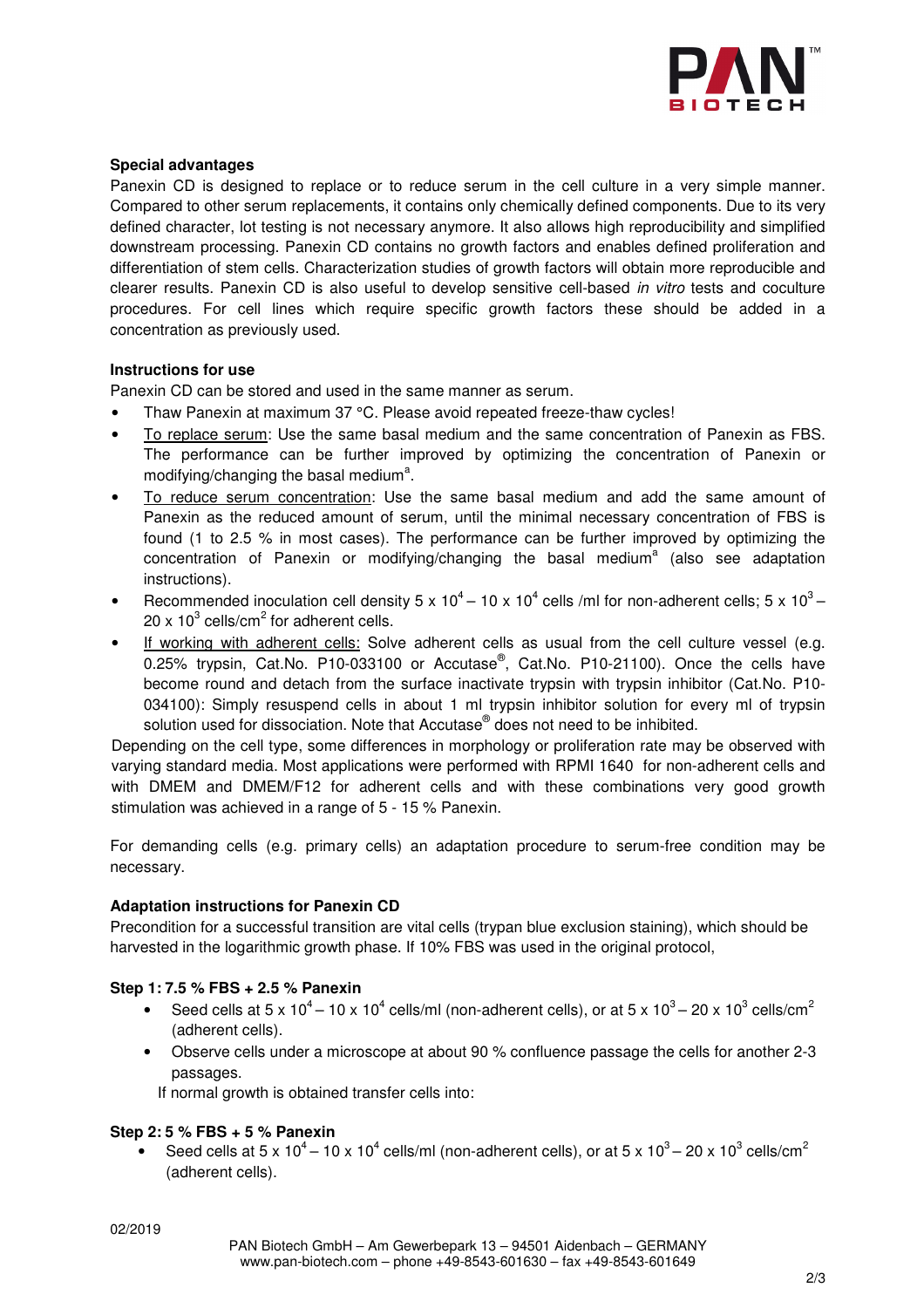### Special advantages

Panexin CD is designed to replace or to reduce serum in the cell culture in a very simple manner. Compared to other serum replacements, it contains only chemically defined components. Due to its very defined character, lot testing is not necessary anymore. It also allows high reproducibility and simplified downstream processing. Panexin CD contains no growth factors and enables defined proliferation and differentiation of stem cells. Characterization studies of growth factors will obtain more reproducible and clearer results. Panexin CD is also useful to develop sensitive cell-based *in vitro* tests and coculture procedures. For cell lines which require specific growth factors these should be added in a concentration as previously used.

### Instructions for use

Panexin CD can be stored and used in the same manner as serum.

- Thaw Panexin at maximum 37 °C. Please avoid repeated freeze-thaw cycles!
- To replace serum: Use the same basal medium and the same concentration of Panexin as FBS. The performance can be further improved by optimizing the concentration of Panexin or modifying/changing the basal medium[a].
- To reduce serum concentration: Use the same basal medium and add the same amount of Panexin as the reduced amount of serum, until the minimal necessary concentration of FBS is found (1 to 2.5 % in most cases). The performance can be further improved by optimizing the concentration of Panexin or modifying/changing the basal medium[a] (also see adaptation instructions).
- Recommended inoculation cell density $5 \times 10^4 - 10 \times 10^4$ cells /ml for non-adherent cells; $5 \times 10^3 - 20 \times 10^3$ cells/cm$^2$ for adherent cells.
- If working with adherent cells: Solve adherent cells as usual from the cell culture vessel (e.g. 0.25% trypsin, Cat.No. P10-033100 or Accutase®, Cat.No. P10-21100). Once the cells have become round and detach from the surface inactivate trypsin with trypsin inhibitor (Cat.No. P10-034100): Simply resuspend cells in about 1 ml trypsin inhibitor solution for every ml of trypsin solution used for dissociation. Note that Accutase® does not need to be inhibited.

Depending on the cell type, some differences in morphology or proliferation rate may be observed with varying standard media. Most applications were performed with RPMI 1640 for non-adherent cells and with DMEM and DMEM/F12 for adherent cells and with these combinations very good growth stimulation was achieved in a range of 5 - 15 % Panexin.

For demanding cells (e.g. primary cells) an adaptation procedure to serum-free condition may be necessary.

### Adaptation instructions for Panexin CD

Precondition for a successful transition are vital cells (trypan blue exclusion staining), which should be harvested in the logarithmic growth phase. If 10% FBS was used in the original protocol,

#### Step 1: 7.5 % FBS + 2.5 % Panexin

- Seed cells at $5 \times 10^4 - 10 \times 10^4$ cells/ml (non-adherent cells), or at $5 \times 10^3 - 20 \times 10^3$ cells/cm$^2$ (adherent cells).
- Observe cells under a microscope at about 90 % confluence passage the cells for another 2-3 passages.

If normal growth is obtained transfer cells into:

#### Step 2: 5 % FBS + 5 % Panexin

- Seed cells at $5 \times 10^4 - 10 \times 10^4$ cells/ml (non-adherent cells), or at $5 \times 10^3 - 20 \times 10^3$ cells/cm$^2$ (adherent cells).

02/2019

PAN Biotech GmbH – Am Gewerbepark 13 – 94501 Aidenbach – GERMANY
www.pan-biotech.com – phone +49-8543-601630 – fax +49-8543-601649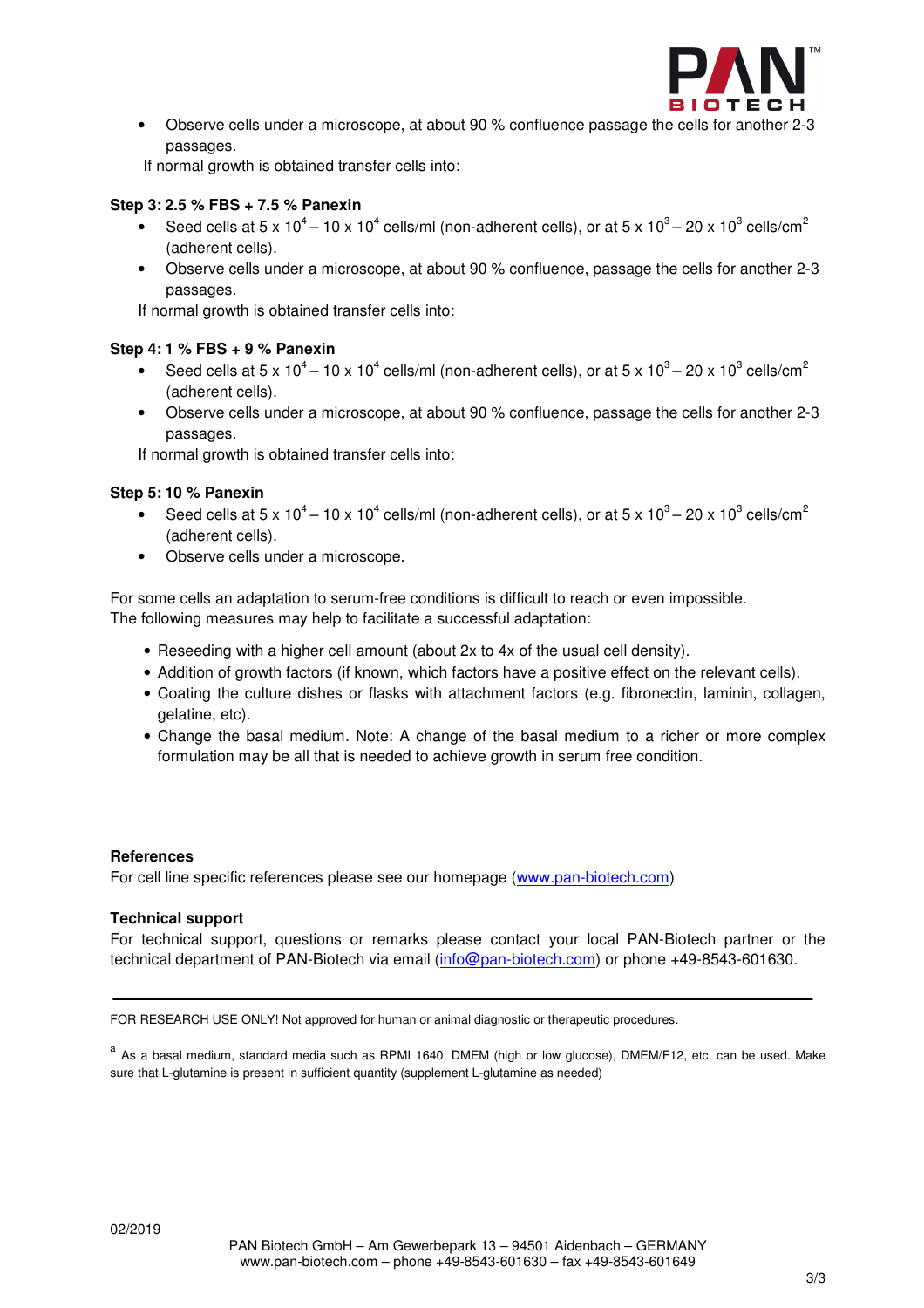- Observe cells under a microscope, at about 90 % confluence passage the cells for another 2-3 passages.

If normal growth is obtained transfer cells into:

**Step 3: 2.5 % FBS + 7.5 % Panexin**

- Seed cells at 5 x $10^4$ – 10 x $10^4$ cells/ml (non-adherent cells), or at 5 x $10^3$ – 20 x $10^3$ cells/$cm^2$ (adherent cells).
- Observe cells under a microscope, at about 90 % confluence, passage the cells for another 2-3 passages.

If normal growth is obtained transfer cells into:

**Step 4: 1 % FBS + 9 % Panexin**

- Seed cells at 5 x $10^4$ – 10 x $10^4$ cells/ml (non-adherent cells), or at 5 x $10^3$ – 20 x $10^3$ cells/$cm^2$ (adherent cells).
- Observe cells under a microscope, at about 90 % confluence, passage the cells for another 2-3 passages.

If normal growth is obtained transfer cells into:

**Step 5: 10 % Panexin**

- Seed cells at 5 x $10^4$ – 10 x $10^4$ cells/ml (non-adherent cells), or at 5 x $10^3$ – 20 x $10^3$ cells/$cm^2$ (adherent cells).
- Observe cells under a microscope.

For some cells an adaptation to serum-free conditions is difficult to reach or even impossible. The following measures may help to facilitate a successful adaptation:

- Reseeding with a higher cell amount (about 2x to 4x of the usual cell density).
- Addition of growth factors (if known, which factors have a positive effect on the relevant cells).
- Coating the culture dishes or flasks with attachment factors (e.g. fibronectin, laminin, collagen, gelatine, etc).
- Change the basal medium. Note: A change of the basal medium to a richer or more complex formulation may be all that is needed to achieve growth in serum free condition.

**References**

For cell line specific references please see our homepage (www.pan-biotech.com)

**Technical support**

For technical support, questions or remarks please contact your local PAN-Biotech partner or the technical department of PAN-Biotech via email (info@pan-biotech.com) or phone +49-8543-601630.

---

FOR RESEARCH USE ONLY! Not approved for human or animal diagnostic or therapeutic procedures.

[a] As a basal medium, standard media such as RPMI 1640, DMEM (high or low glucose), DMEM/F12, etc. can be used. Make sure that L-glutamine is present in sufficient quantity (supplement L-glutamine as needed)

02/2019

PAN Biotech GmbH – Am Gewerbepark 13 – 94501 Aidenbach – GERMANY
www.pan-biotech.com – phone +49-8543-601630 – fax +49-8543-601649